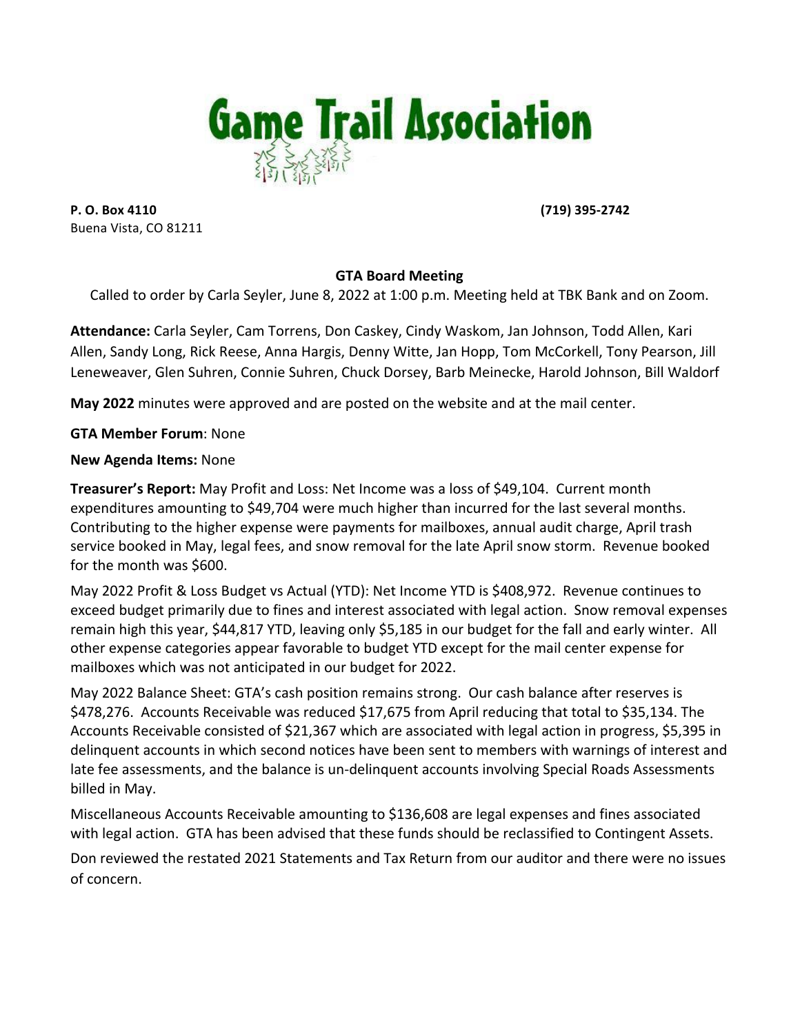# Game Trail Association

**P. O. Box 4110**
Buena Vista, CO 81211

**(719) 395-2742**

## GTA Board Meeting

Called to order by Carla Seyler, June 8, 2022 at 1:00 p.m. Meeting held at TBK Bank and on Zoom.

**Attendance:** Carla Seyler, Cam Torrens, Don Caskey, Cindy Waskom, Jan Johnson, Todd Allen, Kari Allen, Sandy Long, Rick Reese, Anna Hargis, Denny Witte, Jan Hopp, Tom McCorkell, Tony Pearson, Jill Leneweaver, Glen Suhren, Connie Suhren, Chuck Dorsey, Barb Meinecke, Harold Johnson, Bill Waldorf

**May 2022** minutes were approved and are posted on the website and at the mail center.

**GTA Member Forum**: None

**New Agenda Items:** None

**Treasurer's Report:** May Profit and Loss: Net Income was a loss of $49,104. Current month expenditures amounting to $49,704 were much higher than incurred for the last several months. Contributing to the higher expense were payments for mailboxes, annual audit charge, April trash service booked in May, legal fees, and snow removal for the late April snow storm. Revenue booked for the month was $600.

May 2022 Profit & Loss Budget vs Actual (YTD): Net Income YTD is $408,972. Revenue continues to exceed budget primarily due to fines and interest associated with legal action. Snow removal expenses remain high this year, $44,817 YTD, leaving only $5,185 in our budget for the fall and early winter. All other expense categories appear favorable to budget YTD except for the mail center expense for mailboxes which was not anticipated in our budget for 2022.

May 2022 Balance Sheet: GTA's cash position remains strong. Our cash balance after reserves is $478,276. Accounts Receivable was reduced $17,675 from April reducing that total to $35,134. The Accounts Receivable consisted of $21,367 which are associated with legal action in progress, $5,395 in delinquent accounts in which second notices have been sent to members with warnings of interest and late fee assessments, and the balance is un-delinquent accounts involving Special Roads Assessments billed in May.

Miscellaneous Accounts Receivable amounting to $136,608 are legal expenses and fines associated with legal action. GTA has been advised that these funds should be reclassified to Contingent Assets.

Don reviewed the restated 2021 Statements and Tax Return from our auditor and there were no issues of concern.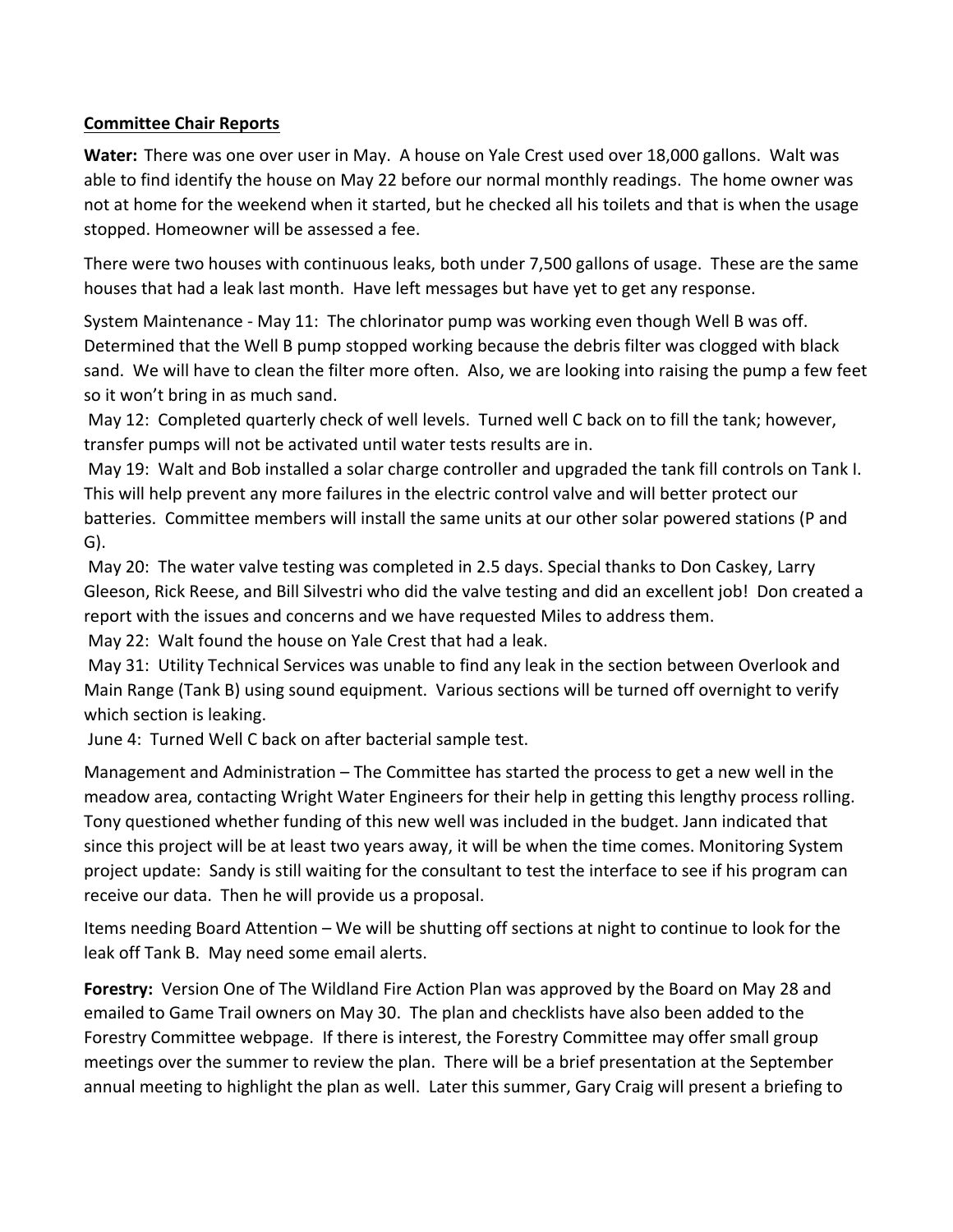**Committee Chair Reports**

**Water:** There was one over user in May. A house on Yale Crest used over 18,000 gallons. Walt was able to find identify the house on May 22 before our normal monthly readings. The home owner was not at home for the weekend when it started, but he checked all his toilets and that is when the usage stopped. Homeowner will be assessed a fee.

There were two houses with continuous leaks, both under 7,500 gallons of usage. These are the same houses that had a leak last month. Have left messages but have yet to get any response.

System Maintenance - May 11: The chlorinator pump was working even though Well B was off. Determined that the Well B pump stopped working because the debris filter was clogged with black sand. We will have to clean the filter more often. Also, we are looking into raising the pump a few feet so it won't bring in as much sand.

May 12: Completed quarterly check of well levels. Turned well C back on to fill the tank; however, transfer pumps will not be activated until water tests results are in.

May 19: Walt and Bob installed a solar charge controller and upgraded the tank fill controls on Tank I. This will help prevent any more failures in the electric control valve and will better protect our batteries. Committee members will install the same units at our other solar powered stations (P and G).

May 20: The water valve testing was completed in 2.5 days. Special thanks to Don Caskey, Larry Gleeson, Rick Reese, and Bill Silvestri who did the valve testing and did an excellent job! Don created a report with the issues and concerns and we have requested Miles to address them.

May 22: Walt found the house on Yale Crest that had a leak.

May 31: Utility Technical Services was unable to find any leak in the section between Overlook and Main Range (Tank B) using sound equipment. Various sections will be turned off overnight to verify which section is leaking.

June 4: Turned Well C back on after bacterial sample test.

Management and Administration – The Committee has started the process to get a new well in the meadow area, contacting Wright Water Engineers for their help in getting this lengthy process rolling. Tony questioned whether funding of this new well was included in the budget. Jann indicated that since this project will be at least two years away, it will be when the time comes. Monitoring System project update: Sandy is still waiting for the consultant to test the interface to see if his program can receive our data. Then he will provide us a proposal.

Items needing Board Attention – We will be shutting off sections at night to continue to look for the leak off Tank B. May need some email alerts.

**Forestry:** Version One of The Wildland Fire Action Plan was approved by the Board on May 28 and emailed to Game Trail owners on May 30. The plan and checklists have also been added to the Forestry Committee webpage. If there is interest, the Forestry Committee may offer small group meetings over the summer to review the plan. There will be a brief presentation at the September annual meeting to highlight the plan as well. Later this summer, Gary Craig will present a briefing to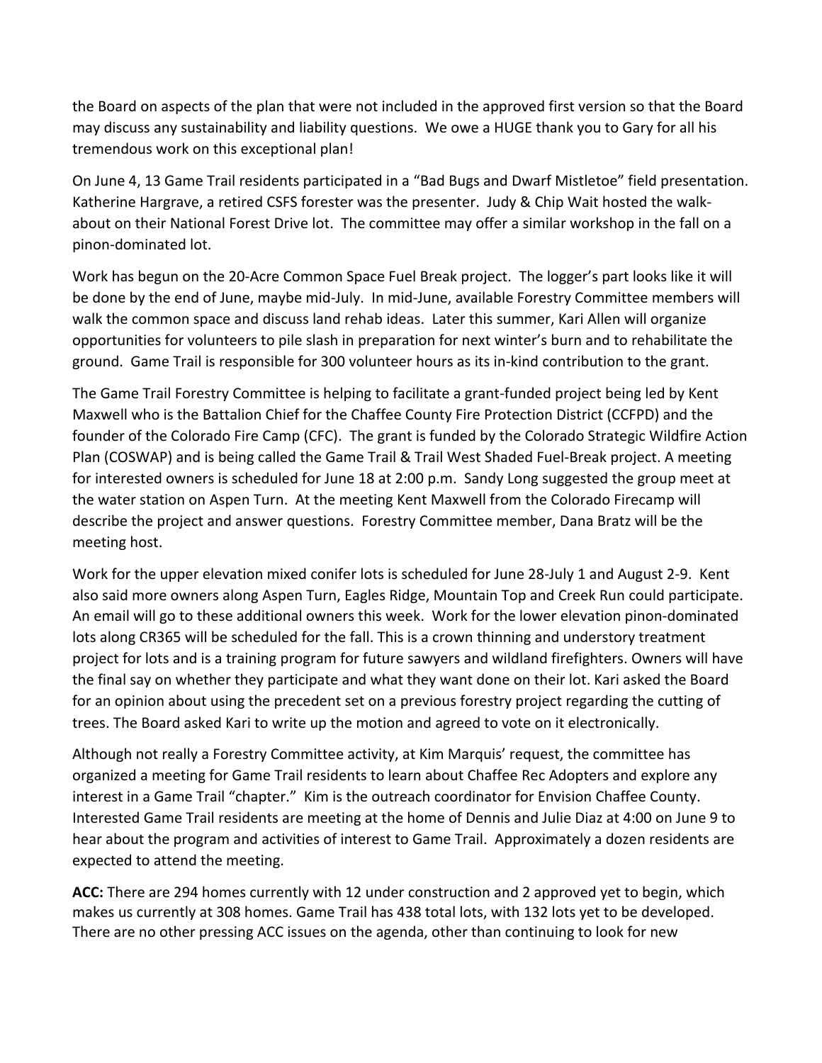the Board on aspects of the plan that were not included in the approved first version so that the Board may discuss any sustainability and liability questions. We owe a HUGE thank you to Gary for all his tremendous work on this exceptional plan!

On June 4, 13 Game Trail residents participated in a "Bad Bugs and Dwarf Mistletoe" field presentation. Katherine Hargrave, a retired CSFS forester was the presenter. Judy & Chip Wait hosted the walk-about on their National Forest Drive lot. The committee may offer a similar workshop in the fall on a pinon-dominated lot.

Work has begun on the 20-Acre Common Space Fuel Break project. The logger's part looks like it will be done by the end of June, maybe mid-July. In mid-June, available Forestry Committee members will walk the common space and discuss land rehab ideas. Later this summer, Kari Allen will organize opportunities for volunteers to pile slash in preparation for next winter's burn and to rehabilitate the ground. Game Trail is responsible for 300 volunteer hours as its in-kind contribution to the grant.

The Game Trail Forestry Committee is helping to facilitate a grant-funded project being led by Kent Maxwell who is the Battalion Chief for the Chaffee County Fire Protection District (CCFPD) and the founder of the Colorado Fire Camp (CFC). The grant is funded by the Colorado Strategic Wildfire Action Plan (COSWAP) and is being called the Game Trail & Trail West Shaded Fuel-Break project. A meeting for interested owners is scheduled for June 18 at 2:00 p.m. Sandy Long suggested the group meet at the water station on Aspen Turn. At the meeting Kent Maxwell from the Colorado Firecamp will describe the project and answer questions. Forestry Committee member, Dana Bratz will be the meeting host.

Work for the upper elevation mixed conifer lots is scheduled for June 28-July 1 and August 2-9. Kent also said more owners along Aspen Turn, Eagles Ridge, Mountain Top and Creek Run could participate. An email will go to these additional owners this week. Work for the lower elevation pinon-dominated lots along CR365 will be scheduled for the fall. This is a crown thinning and understory treatment project for lots and is a training program for future sawyers and wildland firefighters. Owners will have the final say on whether they participate and what they want done on their lot. Kari asked the Board for an opinion about using the precedent set on a previous forestry project regarding the cutting of trees. The Board asked Kari to write up the motion and agreed to vote on it electronically.

Although not really a Forestry Committee activity, at Kim Marquis' request, the committee has organized a meeting for Game Trail residents to learn about Chaffee Rec Adopters and explore any interest in a Game Trail "chapter." Kim is the outreach coordinator for Envision Chaffee County. Interested Game Trail residents are meeting at the home of Dennis and Julie Diaz at 4:00 on June 9 to hear about the program and activities of interest to Game Trail. Approximately a dozen residents are expected to attend the meeting.

**ACC:** There are 294 homes currently with 12 under construction and 2 approved yet to begin, which makes us currently at 308 homes. Game Trail has 438 total lots, with 132 lots yet to be developed. There are no other pressing ACC issues on the agenda, other than continuing to look for new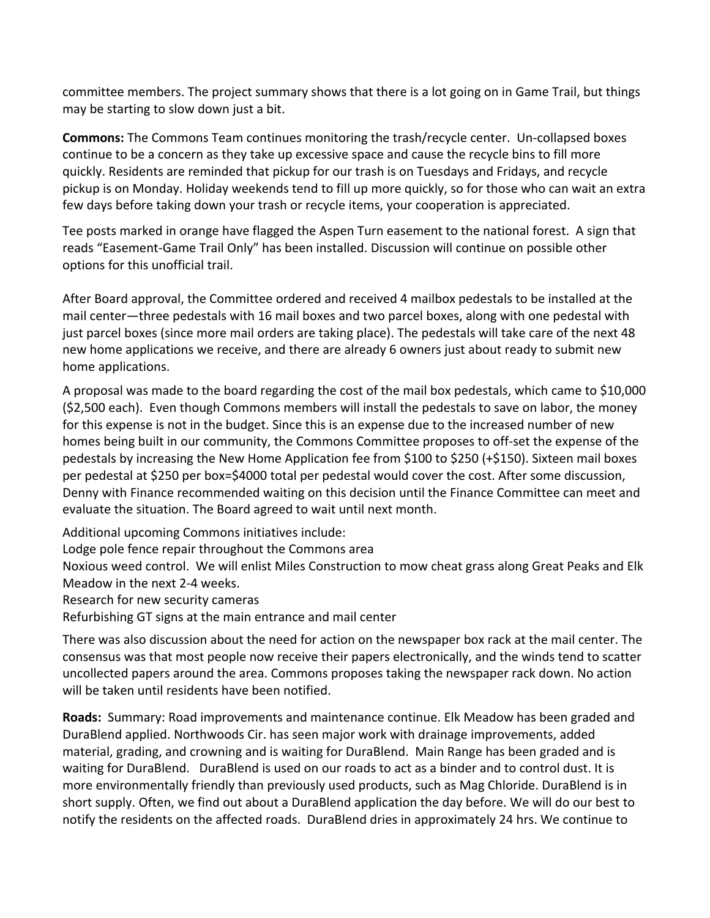committee members. The project summary shows that there is a lot going on in Game Trail, but things may be starting to slow down just a bit.

**Commons:** The Commons Team continues monitoring the trash/recycle center. Un-collapsed boxes continue to be a concern as they take up excessive space and cause the recycle bins to fill more quickly. Residents are reminded that pickup for our trash is on Tuesdays and Fridays, and recycle pickup is on Monday. Holiday weekends tend to fill up more quickly, so for those who can wait an extra few days before taking down your trash or recycle items, your cooperation is appreciated.

Tee posts marked in orange have flagged the Aspen Turn easement to the national forest. A sign that reads "Easement-Game Trail Only" has been installed. Discussion will continue on possible other options for this unofficial trail.

After Board approval, the Committee ordered and received 4 mailbox pedestals to be installed at the mail center—three pedestals with 16 mail boxes and two parcel boxes, along with one pedestal with just parcel boxes (since more mail orders are taking place). The pedestals will take care of the next 48 new home applications we receive, and there are already 6 owners just about ready to submit new home applications.

A proposal was made to the board regarding the cost of the mail box pedestals, which came to $10,000 ($2,500 each). Even though Commons members will install the pedestals to save on labor, the money for this expense is not in the budget. Since this is an expense due to the increased number of new homes being built in our community, the Commons Committee proposes to off-set the expense of the pedestals by increasing the New Home Application fee from $100 to $250 (+$150). Sixteen mail boxes per pedestal at $250 per box=$4000 total per pedestal would cover the cost. After some discussion, Denny with Finance recommended waiting on this decision until the Finance Committee can meet and evaluate the situation. The Board agreed to wait until next month.

Additional upcoming Commons initiatives include:

Lodge pole fence repair throughout the Commons area

Noxious weed control. We will enlist Miles Construction to mow cheat grass along Great Peaks and Elk Meadow in the next 2-4 weeks.

Research for new security cameras

Refurbishing GT signs at the main entrance and mail center

There was also discussion about the need for action on the newspaper box rack at the mail center. The consensus was that most people now receive their papers electronically, and the winds tend to scatter uncollected papers around the area. Commons proposes taking the newspaper rack down. No action will be taken until residents have been notified.

**Roads:** Summary: Road improvements and maintenance continue. Elk Meadow has been graded and DuraBlend applied. Northwoods Cir. has seen major work with drainage improvements, added material, grading, and crowning and is waiting for DuraBlend. Main Range has been graded and is waiting for DuraBlend. DuraBlend is used on our roads to act as a binder and to control dust. It is more environmentally friendly than previously used products, such as Mag Chloride. DuraBlend is in short supply. Often, we find out about a DuraBlend application the day before. We will do our best to notify the residents on the affected roads. DuraBlend dries in approximately 24 hrs. We continue to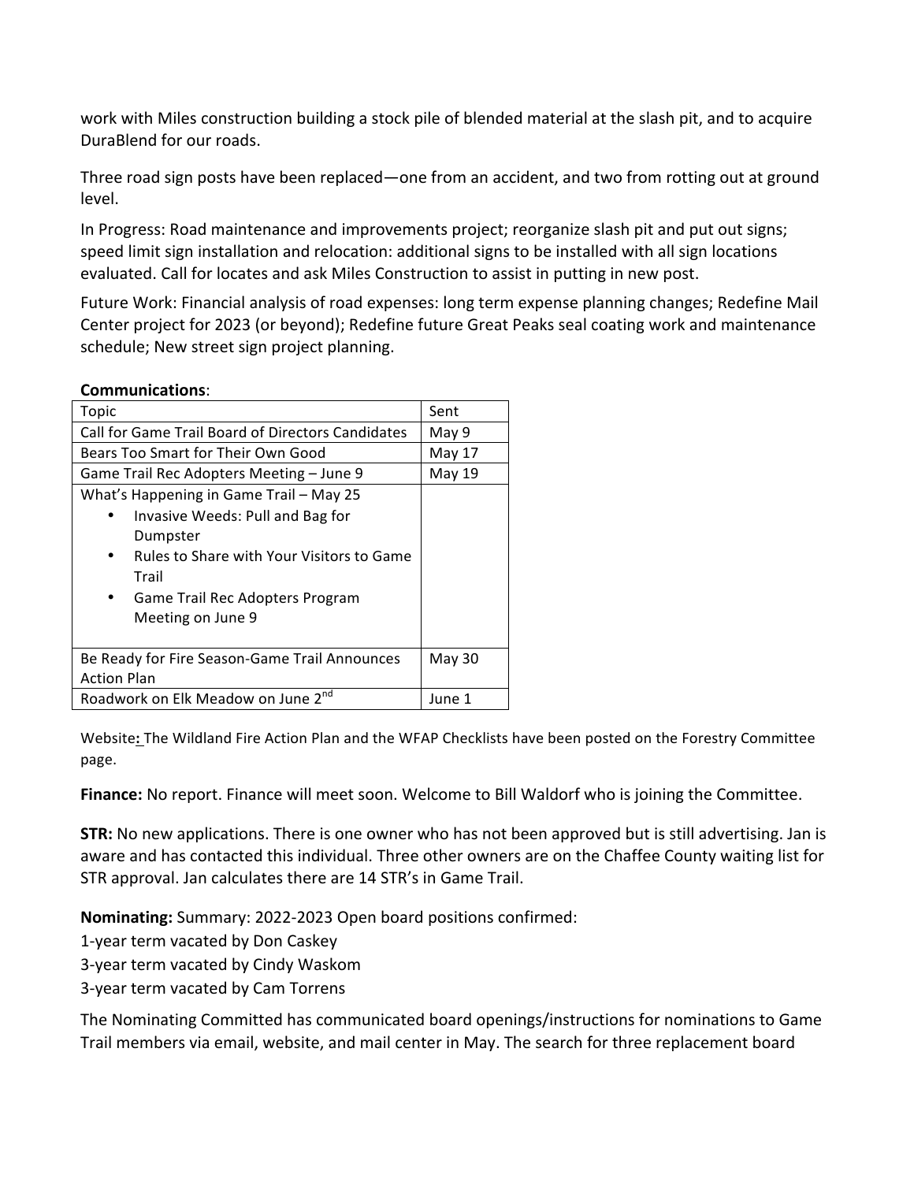work with Miles construction building a stock pile of blended material at the slash pit, and to acquire DuraBlend for our roads.

Three road sign posts have been replaced—one from an accident, and two from rotting out at ground level.

In Progress: Road maintenance and improvements project; reorganize slash pit and put out signs; speed limit sign installation and relocation: additional signs to be installed with all sign locations evaluated. Call for locates and ask Miles Construction to assist in putting in new post.

Future Work: Financial analysis of road expenses: long term expense planning changes; Redefine Mail Center project for 2023 (or beyond); Redefine future Great Peaks seal coating work and maintenance schedule; New street sign project planning.

**Communications**:

| Topic | Sent |
|---|---|
| Call for Game Trail Board of Directors Candidates | May 9 |
| Bears Too Smart for Their Own Good | May 17 |
| Game Trail Rec Adopters Meeting – June 9 | May 19 |
| What's Happening in Game Trail – May 25<br>• Invasive Weeds: Pull and Bag for Dumpster<br>• Rules to Share with Your Visitors to Game Trail<br>• Game Trail Rec Adopters Program Meeting on June 9 | |
| Be Ready for Fire Season-Game Trail Announces Action Plan | May 30 |
| Roadwork on Elk Meadow on June 2nd | June 1 |

Website**:** The Wildland Fire Action Plan and the WFAP Checklists have been posted on the Forestry Committee page.

**Finance:** No report. Finance will meet soon. Welcome to Bill Waldorf who is joining the Committee.

**STR:** No new applications. There is one owner who has not been approved but is still advertising. Jan is aware and has contacted this individual. Three other owners are on the Chaffee County waiting list for STR approval. Jan calculates there are 14 STR's in Game Trail.

**Nominating:** Summary: 2022-2023 Open board positions confirmed:
1-year term vacated by Don Caskey
3-year term vacated by Cindy Waskom
3-year term vacated by Cam Torrens

The Nominating Committed has communicated board openings/instructions for nominations to Game Trail members via email, website, and mail center in May. The search for three replacement board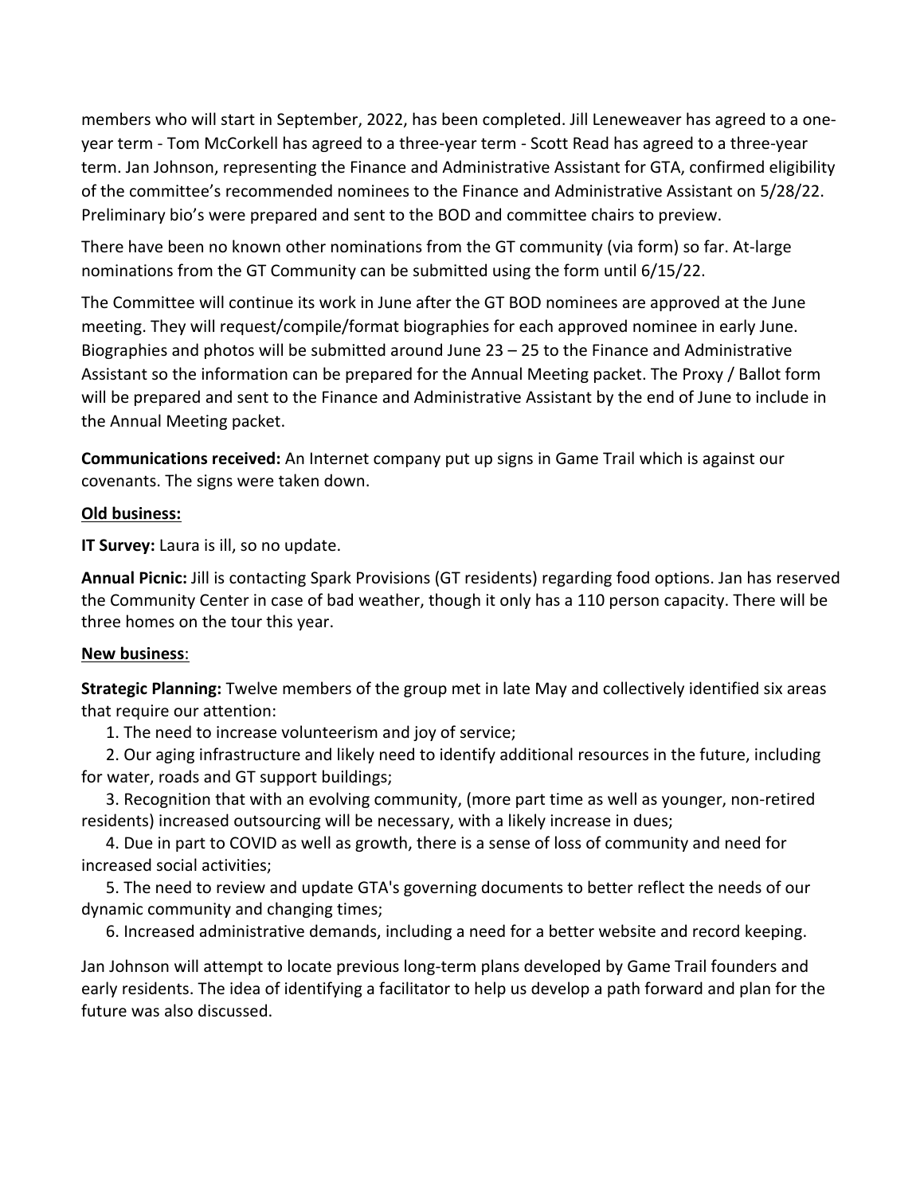members who will start in September, 2022, has been completed. Jill Leneweaver has agreed to a one-year term - Tom McCorkell has agreed to a three-year term - Scott Read has agreed to a three-year term. Jan Johnson, representing the Finance and Administrative Assistant for GTA, confirmed eligibility of the committee's recommended nominees to the Finance and Administrative Assistant on 5/28/22. Preliminary bio's were prepared and sent to the BOD and committee chairs to preview.

There have been no known other nominations from the GT community (via form) so far. At-large nominations from the GT Community can be submitted using the form until 6/15/22.

The Committee will continue its work in June after the GT BOD nominees are approved at the June meeting. They will request/compile/format biographies for each approved nominee in early June. Biographies and photos will be submitted around June 23 – 25 to the Finance and Administrative Assistant so the information can be prepared for the Annual Meeting packet. The Proxy / Ballot form will be prepared and sent to the Finance and Administrative Assistant by the end of June to include in the Annual Meeting packet.

**Communications received:** An Internet company put up signs in Game Trail which is against our covenants. The signs were taken down.

**Old business:**

**IT Survey:** Laura is ill, so no update.

**Annual Picnic:** Jill is contacting Spark Provisions (GT residents) regarding food options. Jan has reserved the Community Center in case of bad weather, though it only has a 110 person capacity. There will be three homes on the tour this year.

**New business**:

**Strategic Planning:** Twelve members of the group met in late May and collectively identified six areas that require our attention:

1. The need to increase volunteerism and joy of service;
2. Our aging infrastructure and likely need to identify additional resources in the future, including for water, roads and GT support buildings;
3. Recognition that with an evolving community, (more part time as well as younger, non-retired residents) increased outsourcing will be necessary, with a likely increase in dues;
4. Due in part to COVID as well as growth, there is a sense of loss of community and need for increased social activities;
5. The need to review and update GTA's governing documents to better reflect the needs of our dynamic community and changing times;
6. Increased administrative demands, including a need for a better website and record keeping.

Jan Johnson will attempt to locate previous long-term plans developed by Game Trail founders and early residents. The idea of identifying a facilitator to help us develop a path forward and plan for the future was also discussed.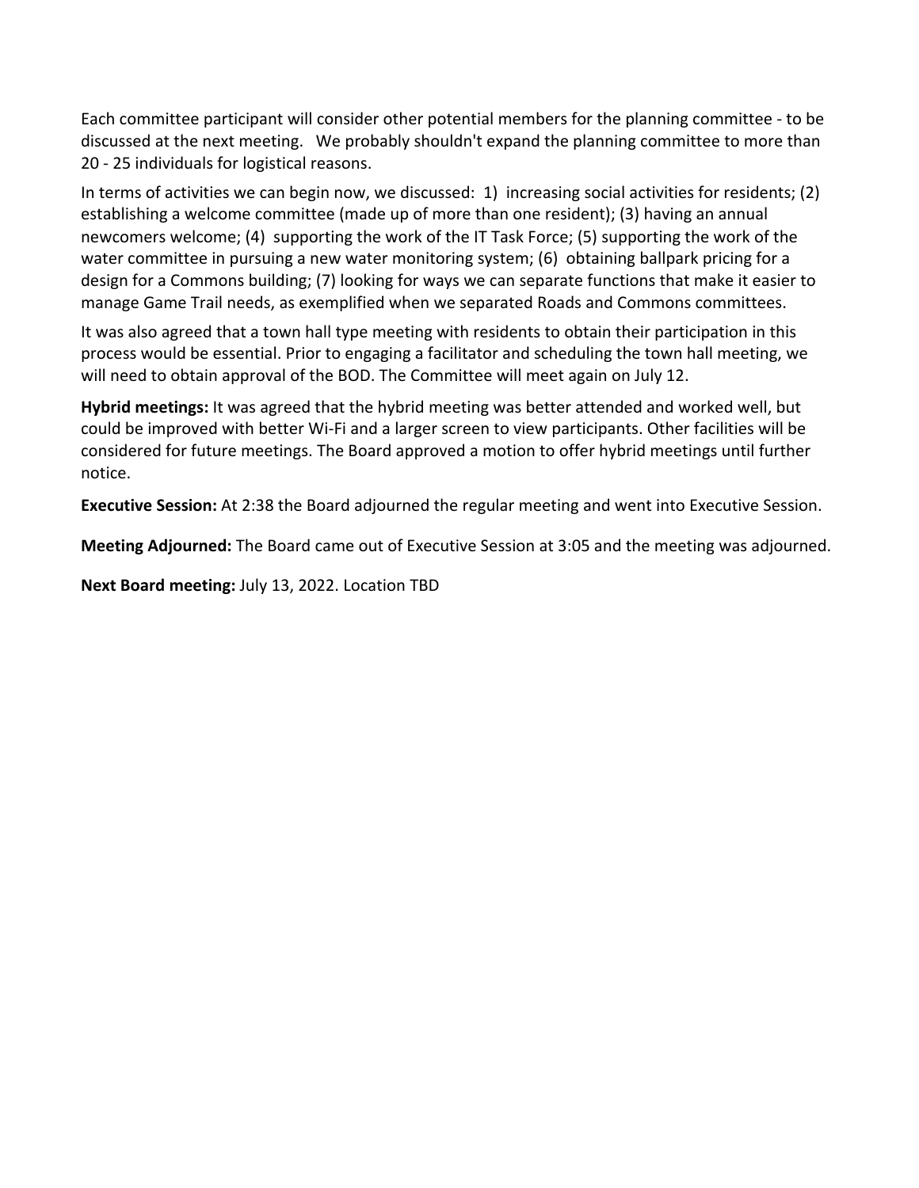Each committee participant will consider other potential members for the planning committee - to be discussed at the next meeting. We probably shouldn't expand the planning committee to more than 20 - 25 individuals for logistical reasons.

In terms of activities we can begin now, we discussed: 1) increasing social activities for residents; (2) establishing a welcome committee (made up of more than one resident); (3) having an annual newcomers welcome; (4) supporting the work of the IT Task Force; (5) supporting the work of the water committee in pursuing a new water monitoring system; (6) obtaining ballpark pricing for a design for a Commons building; (7) looking for ways we can separate functions that make it easier to manage Game Trail needs, as exemplified when we separated Roads and Commons committees.

It was also agreed that a town hall type meeting with residents to obtain their participation in this process would be essential. Prior to engaging a facilitator and scheduling the town hall meeting, we will need to obtain approval of the BOD. The Committee will meet again on July 12.

**Hybrid meetings:** It was agreed that the hybrid meeting was better attended and worked well, but could be improved with better Wi-Fi and a larger screen to view participants. Other facilities will be considered for future meetings. The Board approved a motion to offer hybrid meetings until further notice.

**Executive Session:** At 2:38 the Board adjourned the regular meeting and went into Executive Session.

**Meeting Adjourned:** The Board came out of Executive Session at 3:05 and the meeting was adjourned.

**Next Board meeting:** July 13, 2022. Location TBD